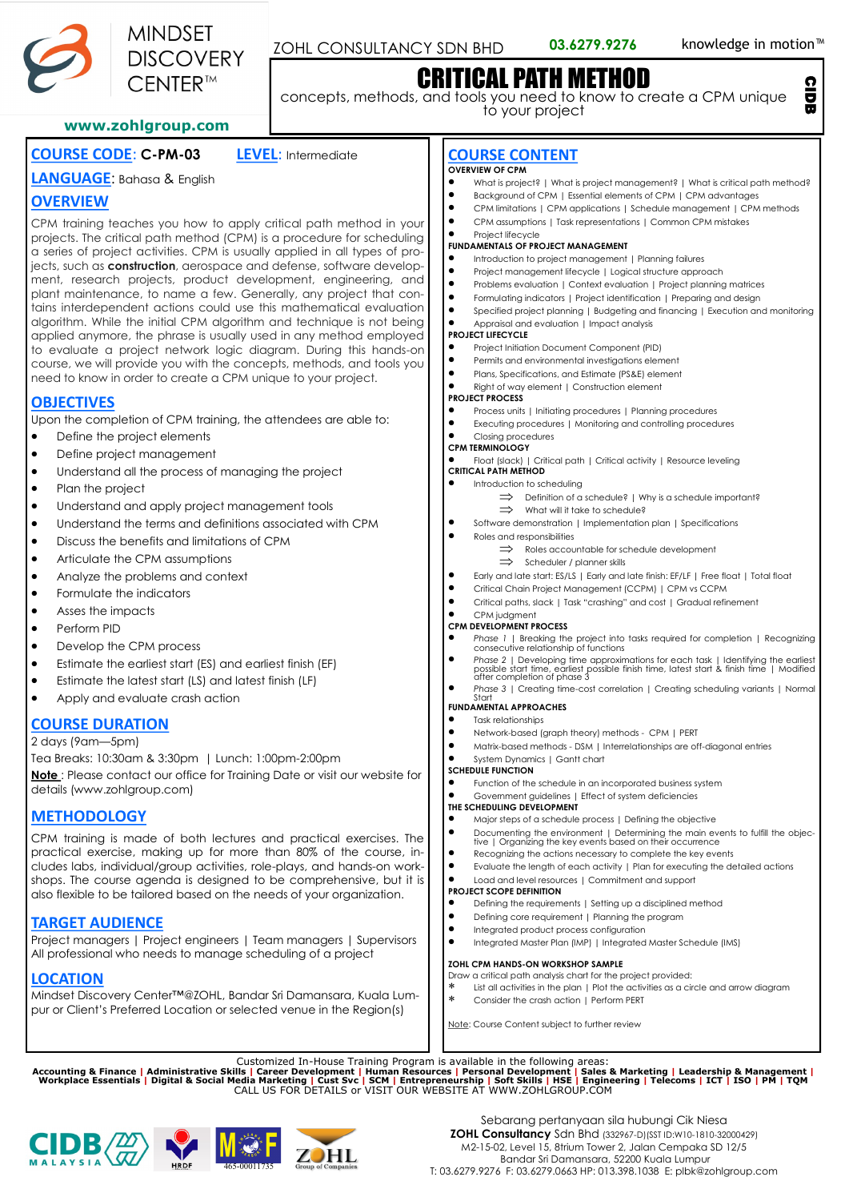MINDSET DISCOVERY CENTER™

www.zohlgroup.com

ZOHL CONSULTANCY SDN BHD **03.6279.9276** knowledge in motion™

# CRITICAL PATH METHOD

concepts, methods, and tools you need to know to create a CPM unique to your project

CIDB

## COURSE CODE: C-PM-03 LEVEL: Intermediate

## LANGUAGE: Bahasa & English

## OVERVIEW

CPM training teaches you how to apply critical path method in your projects. The critical path method (CPM) is a procedure for scheduling a series of project activities. CPM is usually applied in all types of projects, such as **construction**, aerospace and defense, software development, research projects, product development, engineering, and plant maintenance, to name a few. Generally, any project that contains interdependent actions could use this mathematical evaluation algorithm. While the initial CPM algorithm and technique is not being applied anymore, the phrase is usually used in any method employed to evaluate a project network logic diagram. During this hands-on course, we will provide you with the concepts, methods, and tools you need to know in order to create a CPM unique to your project.

## OBJECTIVES

Upon the completion of CPM training, the attendees are able to:

- Define the project elements
- Define project management
- Understand all the process of managing the project
- Plan the project
- Understand and apply project management tools
- Understand the terms and definitions associated with CPM
- Discuss the benefits and limitations of CPM
- Articulate the CPM assumptions
- Analyze the problems and context
- Formulate the indicators
- Asses the impacts
- Perform PID
- Develop the CPM process
- Estimate the earliest start (ES) and earliest finish (EF)
- Estimate the latest start (LS) and latest finish (LF)
- Apply and evaluate crash action

## COURSE DURATION

2 days (9am—5pm)

Tea Breaks: 10:30am & 3:30pm | Lunch: 1:00pm-2:00pm

Note : Please contact our office for Training Date or visit our website for details (www.zohlgroup.com)

## METHODOLOGY

CPM training is made of both lectures and practical exercises. The practical exercise, making up for more than 80% of the course, includes labs, individual/group activities, role-plays, and hands-on workshops. The course agenda is designed to be comprehensive, but it is also flexible to be tailored based on the needs of your organization.

## TARGET AUDIENCE

Project managers | Project engineers | Team managers | Supervisors
All professional who needs to manage scheduling of a project

## LOCATION

Mindset Discovery Center™@ZOHL, Bandar Sri Damansara, Kuala Lumpur or Client's Preferred Location or selected venue in the Region(s)

## COURSE CONTENT

**OVERVIEW OF CPM**

- What is project? | What is project management? | What is critical path method?
- Background of CPM | Essential elements of CPM | CPM advantages
- CPM limitations | CPM applications | Schedule management | CPM methods
- CPM assumptions | Task representations | Common CPM mistakes
- Project lifecycle

**FUNDAMENTALS OF PROJECT MANAGEMENT**

- Introduction to project management | Planning failures
- Project management lifecycle | Logical structure approach
- Problems evaluation | Context evaluation | Project planning matrices
- Formulating indicators | Project identification | Preparing and design
- Specified project planning | Budgeting and financing | Execution and monitoring
- Appraisal and evaluation | Impact analysis

**PROJECT LIFECYCLE**

- Project Initiation Document Component (PID)
- Permits and environmental investigations element
- Plans, Specifications, and Estimate (PS&E) element
- Right of way element | Construction element

**PROJECT PROCESS**

- Process units | Initiating procedures | Planning procedures
- Executing procedures | Monitoring and controlling procedures
- Closing procedures

**CPM TERMINOLOGY**

- Float (slack) | Critical path | Critical activity | Resource leveling

**CRITICAL PATH METHOD**

- Introduction to scheduling
  - ⇒ Definition of a schedule? | Why is a schedule important?
  - ⇒ What will it take to schedule?
- Software demonstration | Implementation plan | Specifications
- Roles and responsibilities
  - ⇒ Roles accountable for schedule development
  - ⇒ Scheduler / planner skills
- Early and late start: ES/LS | Early and late finish: EF/LF | Free float | Total float
- Critical Chain Project Management (CCPM) | CPM vs CCPM
- Critical paths, slack | Task "crashing" and cost | Gradual refinement
- CPM judgment

**CPM DEVELOPMENT PROCESS**

- *Phase 1* | Breaking the project into tasks required for completion | Recognizing consecutive relationship of functions
- *Phase 2* | Developing time approximations for each task | Identifying the earliest possible start time, earliest possible finish time, latest start & finish time | Modified after completion of phase 3
- *Phase 3* | Creating time-cost correlation | Creating scheduling variants | Normal Start

**FUNDAMENTAL APPROACHES**

- Task relationships
- Network-based (graph theory) methods - CPM | PERT
- Matrix-based methods - DSM | Interrelationships are off-diagonal entries
- System Dynamics | Gantt chart

**SCHEDULE FUNCTION**

- Function of the schedule in an incorporated business system
- Government guidelines | Effect of system deficiencies

**THE SCHEDULING DEVELOPMENT**

- Major steps of a schedule process | Defining the objective
- Documenting the environment | Determining the main events to fulfill the objective | Organizing the key events based on their occurrence
- Recognizing the actions necessary to complete the key events
- Evaluate the length of each activity | Plan for executing the detailed actions
- Load and level resources | Commitment and support

**PROJECT SCOPE DEFINITION**

- Defining the requirements | Setting up a disciplined method
- Defining core requirement | Planning the program
- Integrated product process configuration
- Integrated Master Plan (IMP) | Integrated Master Schedule (IMS)

**ZOHL CPM HANDS-ON WORKSHOP SAMPLE**

Draw a critical path analysis chart for the project provided:

* List all activities in the plan | Plot the activities as a circle and arrow diagram
* Consider the crash action | Perform PERT

Note: Course Content subject to further review

Customized In-House Training Program is available in the following areas:
**Accounting & Finance | Administrative Skills | Career Development | Human Resources | Personal Development | Sales & Marketing | Leadership & Management | Workplace Essentials | Digital & Social Media Marketing | Cust Svc | SCM | Entrepreneurship | Soft Skills | HSE | Engineering | Telecoms | ICT | ISO | PM | TQM**
CALL US FOR DETAILS or VISIT OUR WEBSITE AT WWW.ZOHLGROUP.COM

CIDB MALAYSIA | HRDF | MOF 465-00011735 | ZOHL Group of Companies

Sebarang pertanyaan sila hubungi Cik Niesa
**ZOHL Consultancy** Sdn Bhd (332967-D)(SST ID:W10-1810-32000429)
M2-15-02, Level 15, 8trium Tower 2, Jalan Cempaka SD 12/5
Bandar Sri Damansara, 52200 Kuala Lumpur
T: 03.6279.9276 F: 03.6279.0663 HP: 013.398.1038 E: plbk@zohlgroup.com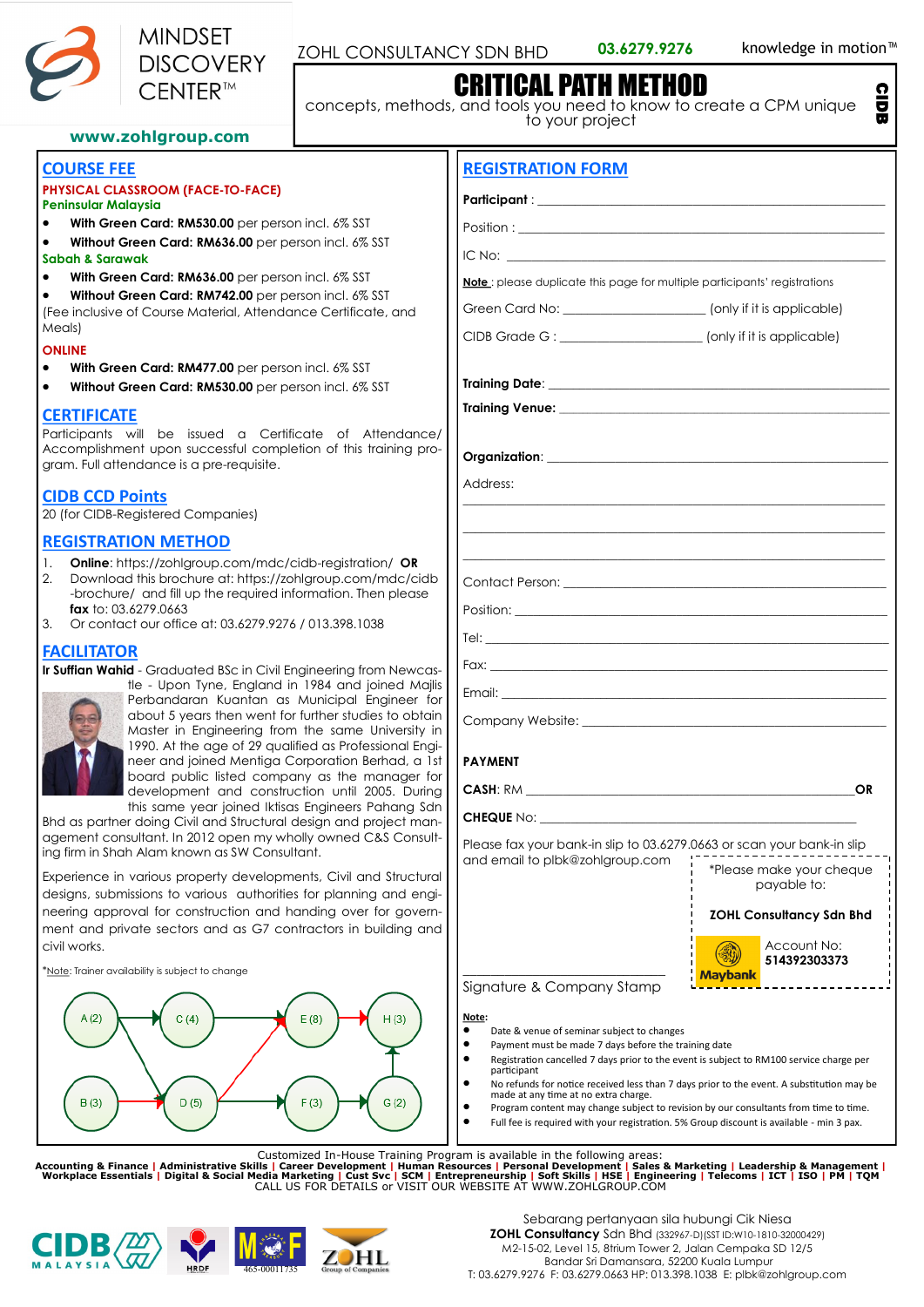MINDSET DISCOVERY CENTER™

www.zohlgroup.com

ZOHL CONSULTANCY SDN BHD 03.6279.9276 knowledge in motion™

# CRITICAL PATH METHOD

concepts, methods, and tools you need to know to create a CPM unique to your project

CIDB

## COURSE FEE

**PHYSICAL CLASSROOM (FACE-TO-FACE)**

**Peninsular Malaysia**

- **With Green Card: RM530.00** per person incl. 6% SST
- **Without Green Card: RM636.00** per person incl. 6% SST

**Sabah & Sarawak**

- **With Green Card: RM636.00** per person incl. 6% SST
- **Without Green Card: RM742.00** per person incl. 6% SST

(Fee inclusive of Course Material, Attendance Certificate, and Meals)

**ONLINE**

- **With Green Card: RM477.00** per person incl. 6% SST
- **Without Green Card: RM530.00** per person incl. 6% SST

## CERTIFICATE

Participants will be issued a Certificate of Attendance/ Accomplishment upon successful completion of this training program. Full attendance is a pre-requisite.

## CIDB CCD Points

20 (for CIDB-Registered Companies)

## REGISTRATION METHOD

1. **Online**: https://zohlgroup.com/mdc/cidb-registration/ **OR**
2. Download this brochure at: https://zohlgroup.com/mdc/cidb-brochure/ and fill up the required information. Then please **fax** to: 03.6279.0663
3. Or contact our office at: 03.6279.9276 / 013.398.1038

## FACILITATOR

**Ir Suffian Wahid** - Graduated BSc in Civil Engineering from Newcastle - Upon Tyne, England in 1984 and joined Majlis Perbandaran Kuantan as Municipal Engineer for about 5 years then went for further studies to obtain Master in Engineering from the same University in 1990. At the age of 29 qualified as Professional Engineer and joined Mentiga Corporation Berhad, a 1st board public listed company as the manager for development and construction until 2005. During this same year joined Iktisas Engineers Pahang Sdn Bhd as partner doing Civil and Structural design and project management consultant. In 2012 open my wholly owned C&S Consulting firm in Shah Alam known as SW Consultant.

Experience in various property developments, Civil and Structural designs, submissions to various authorities for planning and engineering approval for construction and handing over for government and private sectors and as G7 contractors in building and civil works.

*Note: Trainer availability is subject to change

A (2)
C (4)
E (8)
H (3)
B (3)
D (5)
F (3)
G (2)

## REGISTRATION FORM

**Participant** : ____________________

Position : ____________________

IC No: ____________________

**Note** : please duplicate this page for multiple participants' registrations

Green Card No: ____________ (only if it is applicable)

CIDB Grade G : ____________ (only if it is applicable)

**Training Date**: ____________________

**Training Venue**: ____________________

**Organization**: ____________________

Address: ____________________

Contact Person: ____________________

Position: ____________________

Tel: ____________________

Fax: ____________________

Email: ____________________

Company Website: ____________________

**PAYMENT**

**CASH**: RM ____________________ **OR**

**CHEQUE** No: ____________________

Please fax your bank-in slip to 03.6279.0663 or scan your bank-in slip and email to plbk@zohlgroup.com

*Please make your cheque payable to:

**ZOHL Consultancy Sdn Bhd**

Maybank

Account No: **514392303373**

Signature & Company Stamp

**Note:**

- Date & venue of seminar subject to changes
- Payment must be made 7 days before the training date
- Registration cancelled 7 days prior to the event is subject to RM100 service charge per participant
- No refunds for notice received less than 7 days prior to the event. A substitution may be made at any time at no extra charge.
- Program content may change subject to revision by our consultants from time to time.
- Full fee is required with your registration. 5% Group discount is available - min 3 pax.

Customized In-House Training Program is available in the following areas:

**Accounting & Finance | Administrative Skills | Career Development | Human Resources | Personal Development | Sales & Marketing | Leadership & Management | Workplace Essentials | Digital & Social Media Marketing | Cust Svc | SCM | Entrepreneurship | Soft Skills | HSE | Engineering | Telecoms | ICT | ISO | PM | TQM**

CALL US FOR DETAILS or VISIT OUR WEBSITE AT WWW.ZOHLGROUP.COM

CIDB MALAYSIA | HRDF | MOF 465-00011735 | ZOHL Group of Companies

Sebarang pertanyaan sila hubungi Cik Niesa

**ZOHL Consultancy** Sdn Bhd (332967-D)(SST ID:W10-1810-32000429)

M2-15-02, Level 15, 8trium Tower 2, Jalan Cempaka SD 12/5

Bandar Sri Damansara, 52200 Kuala Lumpur

T: 03.6279.9276 F: 03.6279.0663 HP: 013.398.1038 E: plbk@zohlgroup.com